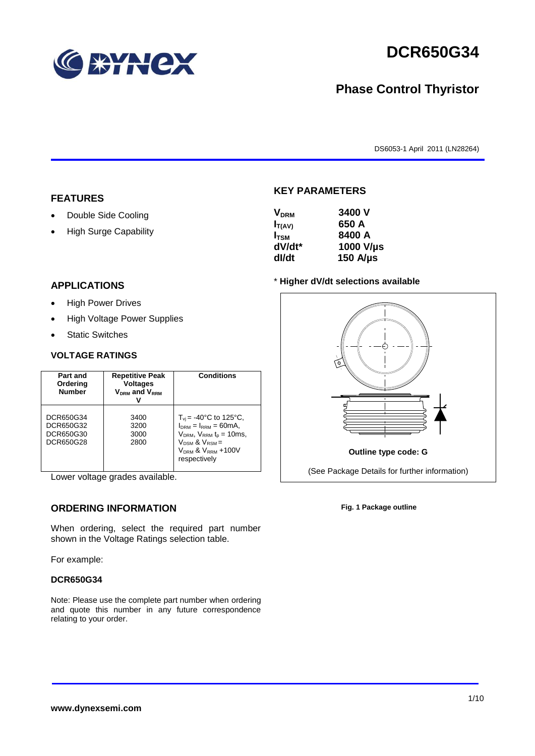# DCR650G34

## Phase Control Thyristor

DS6053-1 April 2011 (LN28264)

## FEATURES

- Double Side Cooling
- High Surge Capability

## APPLICATIONS

- High Power Drives
- High Voltage Power Supplies
- Static Switches

## KEY PARAMETERS

| | |
|---|---|
| $V_{DRM}$ | **3400 V** |
| $I_{T(AV)}$ | **650 A** |
| $I_{TSM}$ | **8400 A** |
| dV/dt* | **1000 V/µs** |
| dI/dt | **150 A/µs** |

\* **Higher dV/dt selections available**

Outline type code: G

(See Package Details for further information)

**Fig. 1 Package outline**

### VOLTAGE RATINGS

| Part and Ordering Number | Repetitive Peak Voltages $V_{DRM}$ and $V_{RRM}$ V | Conditions |
|---|---|---|
| DCR650G34<br>DCR650G32<br>DCR650G30<br>DCR650G28 | 3400<br>3200<br>3000<br>2800 | $T_{vj}$ = -40°C to 125°C, $I_{DRM}$ = $I_{RRM}$ = 60mA, $V_{DRM}$, $V_{RRM}$ $t_p$ = 10ms, $V_{DSM}$ & $V_{RSM}$ = $V_{DRM}$ & $V_{RRM}$ +100V respectively |

Lower voltage grades available.

## ORDERING INFORMATION

When ordering, select the required part number shown in the Voltage Ratings selection table.

For example:

**DCR650G34**

Note: Please use the complete part number when ordering and quote this number in any future correspondence relating to your order.

**www.dynexsemi.com**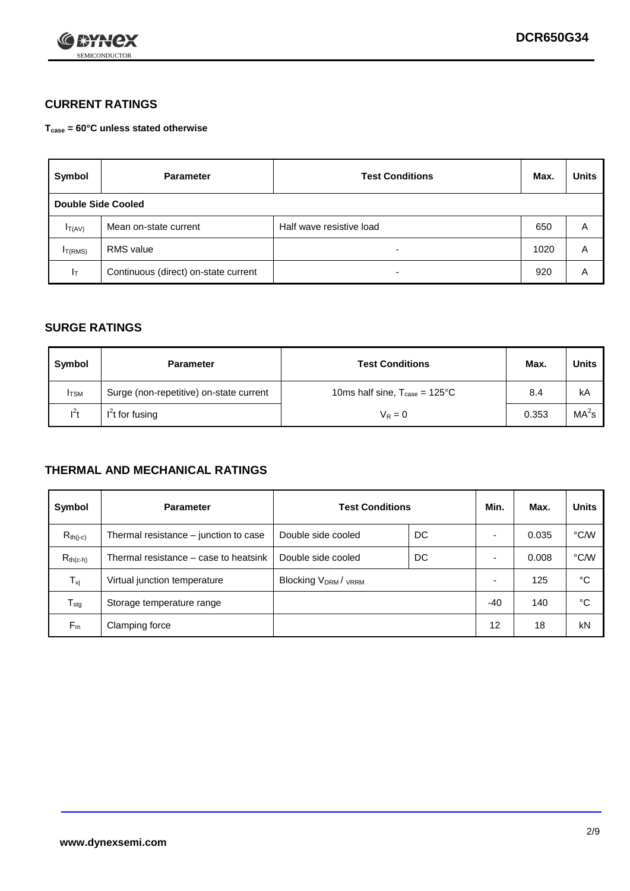## CURRENT RATINGS

**$T_{case}$ = 60°C unless stated otherwise**

| Symbol | Parameter | Test Conditions | Max. | Units |
|---|---|---|---|---|
| **Double Side Cooled** | | | | |
| $I_{T(AV)}$ | Mean on-state current | Half wave resistive load | 650 | A |
| $I_{T(RMS)}$ | RMS value | - | 1020 | A |
| $I_T$ | Continuous (direct) on-state current | - | 920 | A |

## SURGE RATINGS

| Symbol | Parameter | Test Conditions | Max. | Units |
|---|---|---|---|---|
| $I_{TSM}$ | Surge (non-repetitive) on-state current | 10ms half sine, $T_{case}$ = 125°C | 8.4 | kA |
| $I^2t$ | $I^2t$ for fusing | $V_R = 0$ | 0.353 | $MA^2s$ |

## THERMAL AND MECHANICAL RATINGS

| Symbol | Parameter | Test Conditions | | Min. | Max. | Units |
|---|---|---|---|---|---|---|
| $R_{th(j-c)}$ | Thermal resistance – junction to case | Double side cooled | DC | - | 0.035 | °C/W |
| $R_{th(c-h)}$ | Thermal resistance – case to heatsink | Double side cooled | DC | - | 0.008 | °C/W |
| $T_{vj}$ | Virtual junction temperature | Blocking $V_{DRM}$ / $V_{RRM}$ | | - | 125 | °C |
| $T_{stg}$ | Storage temperature range | | | -40 | 140 | °C |
| $F_m$ | Clamping force | | | 12 | 18 | kN |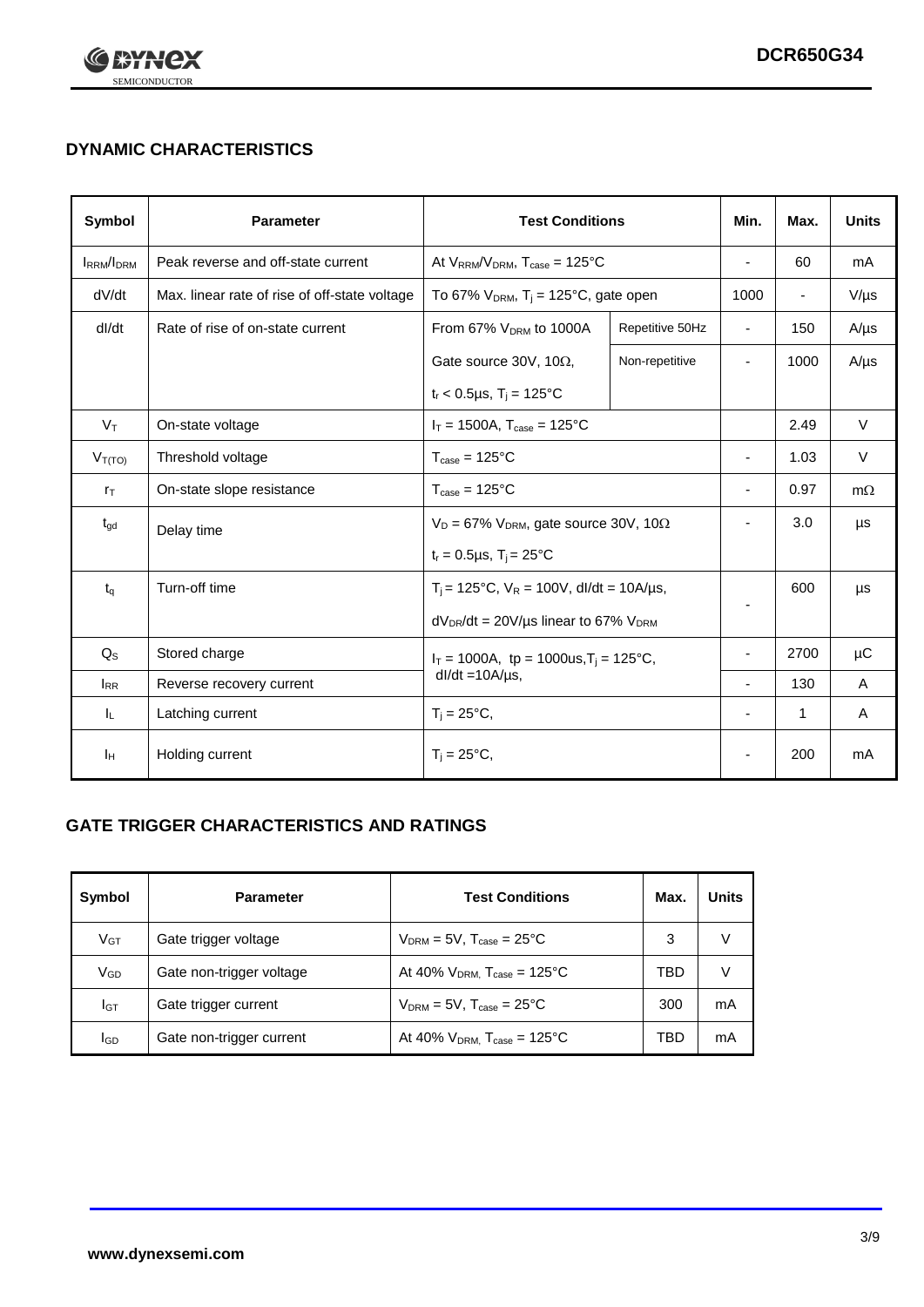## DYNAMIC CHARACTERISTICS

| Symbol | Parameter | Test Conditions | | Min. | Max. | Units |
|---|---|---|---|---|---|---|
| $I_{RRM}/I_{DRM}$ | Peak reverse and off-state current | At $V_{RRM}/V_{DRM}$, $T_{case}$ = 125°C | | - | 60 | mA |
| dV/dt | Max. linear rate of rise of off-state voltage | To 67% $V_{DRM}$, $T_j$ = 125°C, gate open | | 1000 | - | V/µs |
| dI/dt | Rate of rise of on-state current | From 67% $V_{DRM}$ to 1000A | Repetitive 50Hz | - | 150 | A/µs |
| | | Gate source 30V, 10Ω, $t_r$ < 0.5µs, $T_j$ = 125°C | Non-repetitive | - | 1000 | A/µs |
| $V_T$ | On-state voltage | $I_T$ = 1500A, $T_{case}$ = 125°C | | | 2.49 | V |
| $V_{T(TO)}$ | Threshold voltage | $T_{case}$ = 125°C | | - | 1.03 | V |
| $r_T$ | On-state slope resistance | $T_{case}$ = 125°C | | - | 0.97 | mΩ |
| $t_{gd}$ | Delay time | $V_D$ = 67% $V_{DRM}$, gate source 30V, 10Ω, $t_r$ = 0.5µs, $T_j$ = 25°C | | - | 3.0 | µs |
| $t_q$ | Turn-off time | $T_j$ = 125°C, $V_R$ = 100V, dI/dt = 10A/µs, $dV_{DR}/dt$ = 20V/µs linear to 67% $V_{DRM}$ | | - | 600 | µs |
| $Q_S$ | Stored charge | $I_T$ = 1000A, tp = 1000us, $T_j$ = 125°C, dI/dt =10A/µs, | | - | 2700 | µC |
| $I_{RR}$ | Reverse recovery current | | | - | 130 | A |
| $I_L$ | Latching current | $T_j$ = 25°C, | | - | 1 | A |
| $I_H$ | Holding current | $T_j$ = 25°C, | | - | 200 | mA |

## GATE TRIGGER CHARACTERISTICS AND RATINGS

| Symbol | Parameter | Test Conditions | Max. | Units |
|---|---|---|---|---|
| $V_{GT}$ | Gate trigger voltage | $V_{DRM}$ = 5V, $T_{case}$ = 25°C | 3 | V |
| $V_{GD}$ | Gate non-trigger voltage | At 40% $V_{DRM}$, $T_{case}$ = 125°C | TBD | V |
| $I_{GT}$ | Gate trigger current | $V_{DRM}$ = 5V, $T_{case}$ = 25°C | 300 | mA |
| $I_{GD}$ | Gate non-trigger current | At 40% $V_{DRM}$, $T_{case}$ = 125°C | TBD | mA |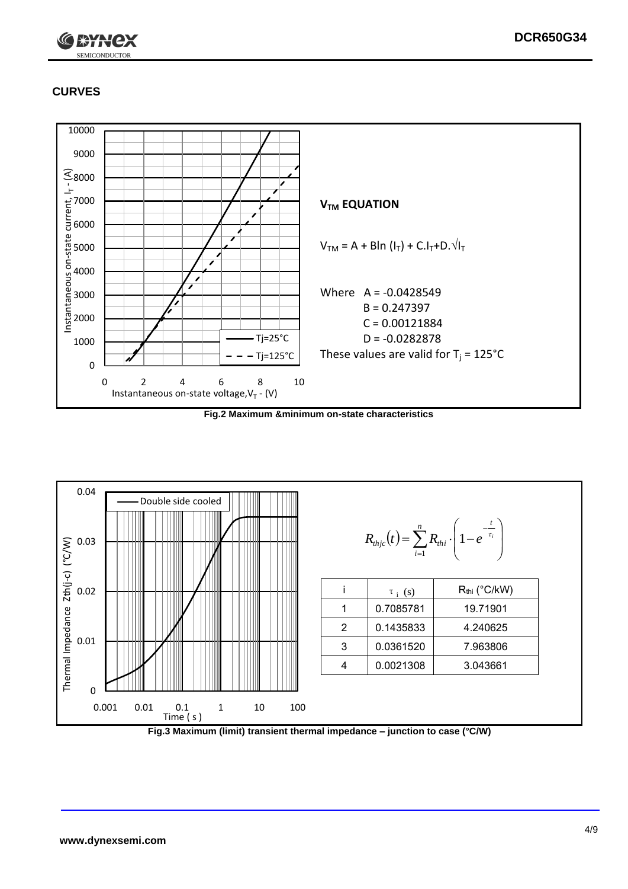## CURVES

**$V_{TM}$ EQUATION**

$V_{TM} = A + B\ln(I_T) + C.I_T + D.\sqrt{I_T}$

Where A = -0.0428549
B = 0.247397
C = 0.00121884
D = -0.0282878

These values are valid for $T_j$ = 125°C

**Fig.2 Maximum &minimum on-state characteristics**

$$R_{thjc}(t) = \sum_{i=1}^{n} R_{thi} \cdot \left(1 - e^{-\frac{t}{\tau_i}}\right)$$

| i | $\tau_i$ (s) | $R_{thi}$ (°C/kW) |
|---|---|---|
| 1 | 0.7085781 | 19.71901 |
| 2 | 0.1435833 | 4.240625 |
| 3 | 0.0361520 | 7.963806 |
| 4 | 0.0021308 | 3.043661 |

**Fig.3 Maximum (limit) transient thermal impedance – junction to case (°C/W)**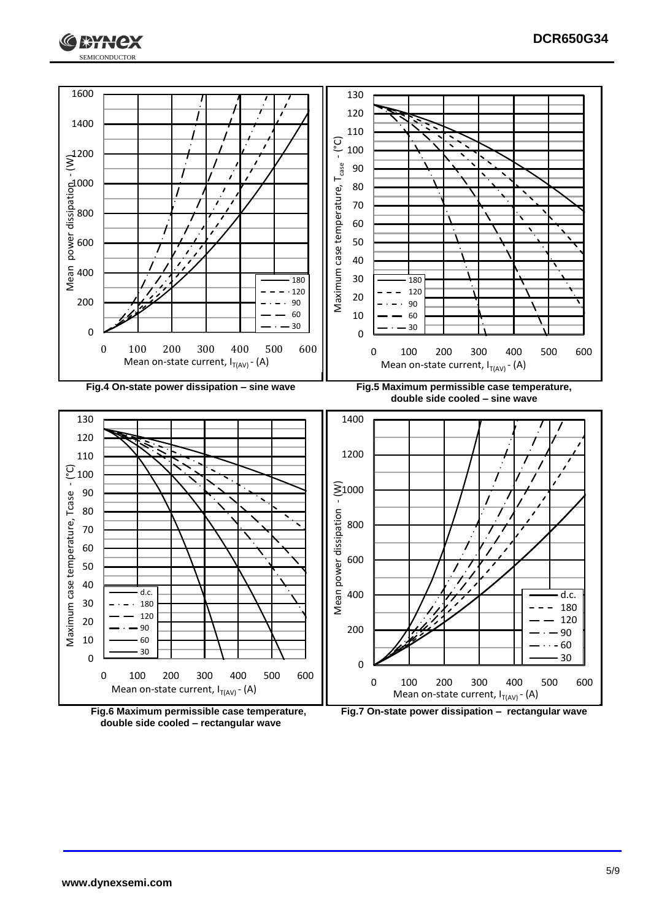Fig.4 On-state power dissipation – sine wave

Fig.5 Maximum permissible case temperature, double side cooled – sine wave

Fig.6 Maximum permissible case temperature, double side cooled – rectangular wave

Fig.7 On-state power dissipation – rectangular wave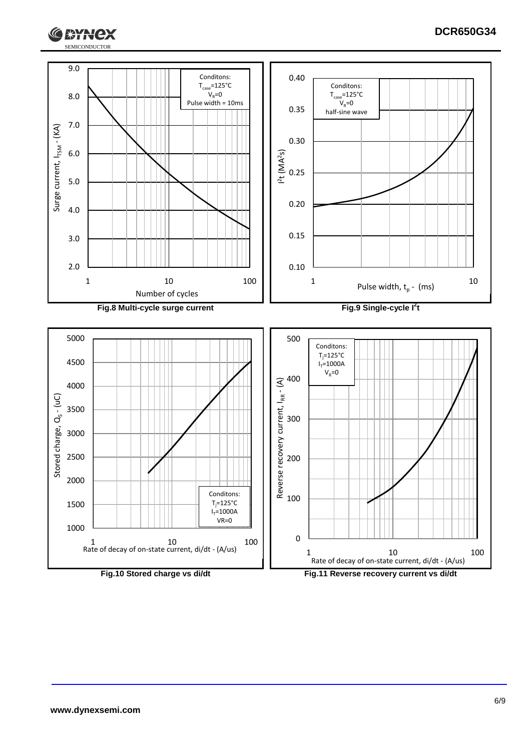Fig.8 Multi-cycle surge current

Fig.9 Single-cycle $I^2t$

Fig.10 Stored charge vs di/dt

Fig.11 Reverse recovery current vs di/dt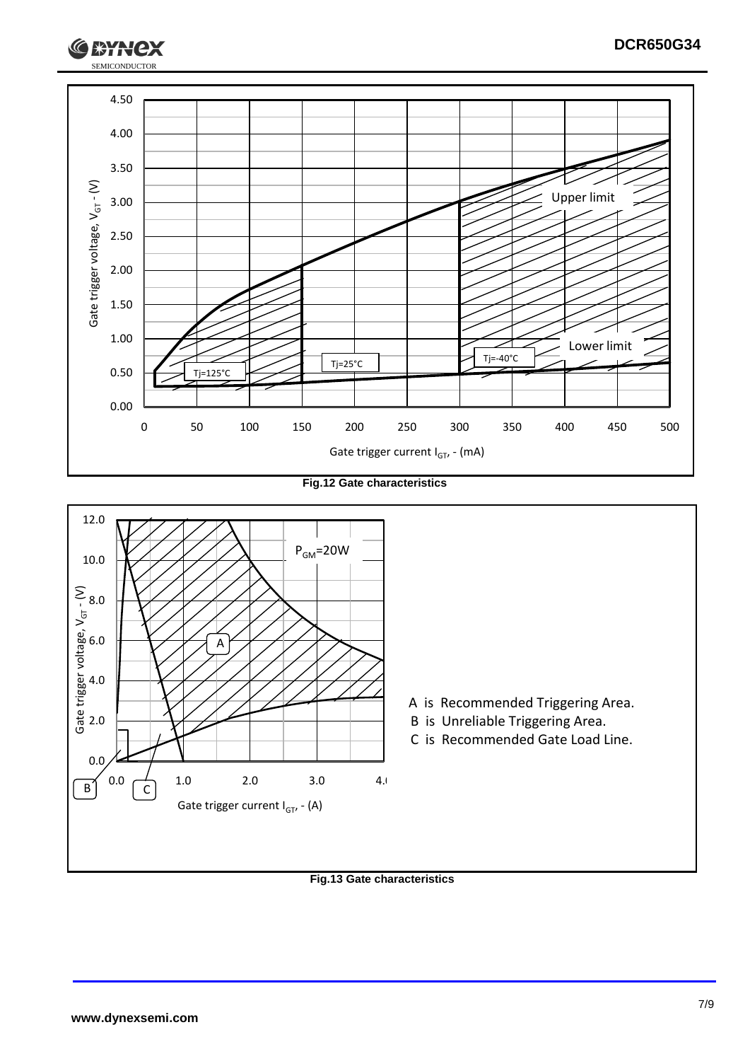Fig.12 Gate characteristics

A is Recommended Triggering Area.

B is Unreliable Triggering Area.

C is Recommended Gate Load Line.

Fig.13 Gate characteristics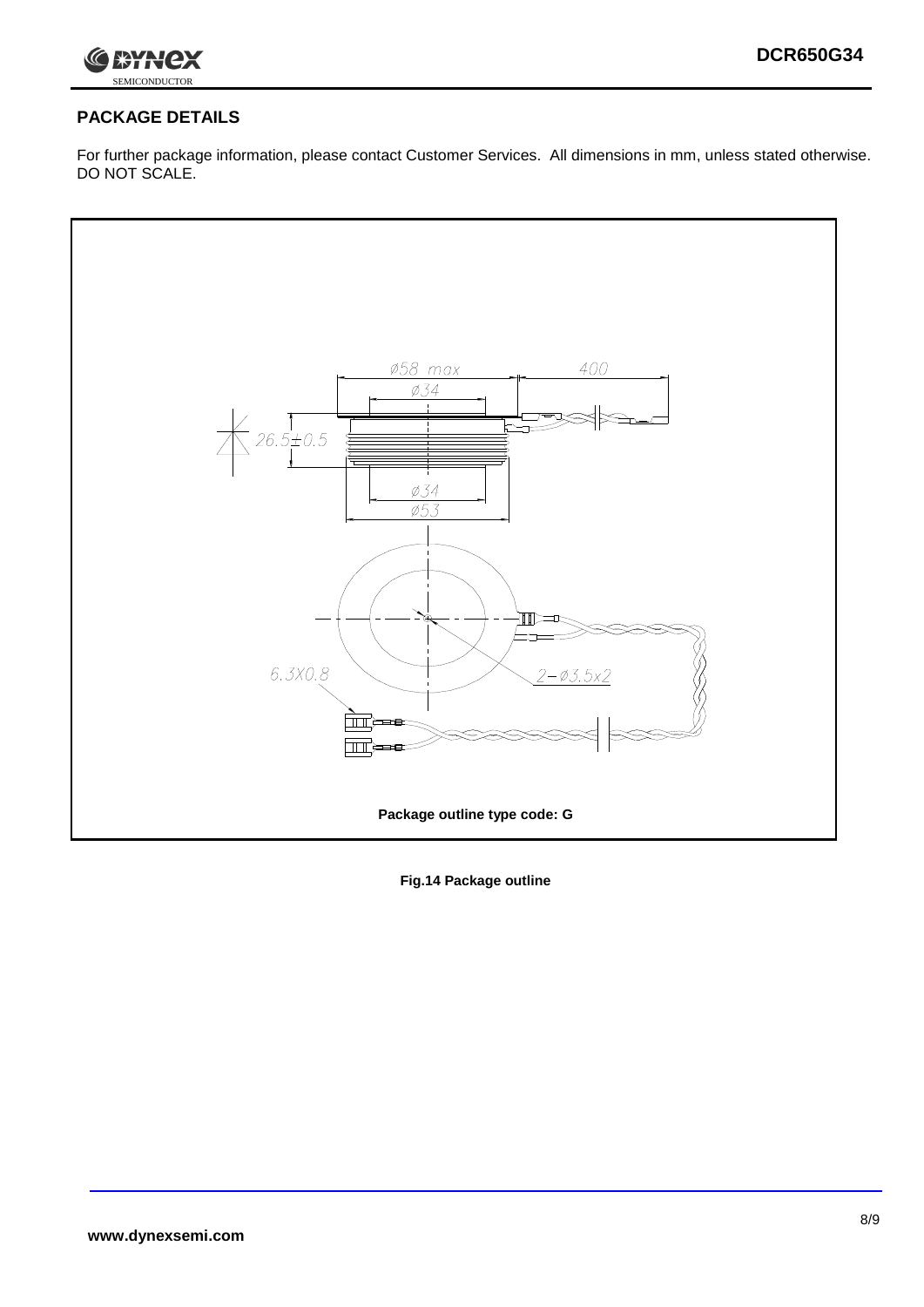## PACKAGE DETAILS

For further package information, please contact Customer Services. All dimensions in mm, unless stated otherwise. DO NOT SCALE.

Package outline type code: G

**Fig.14 Package outline**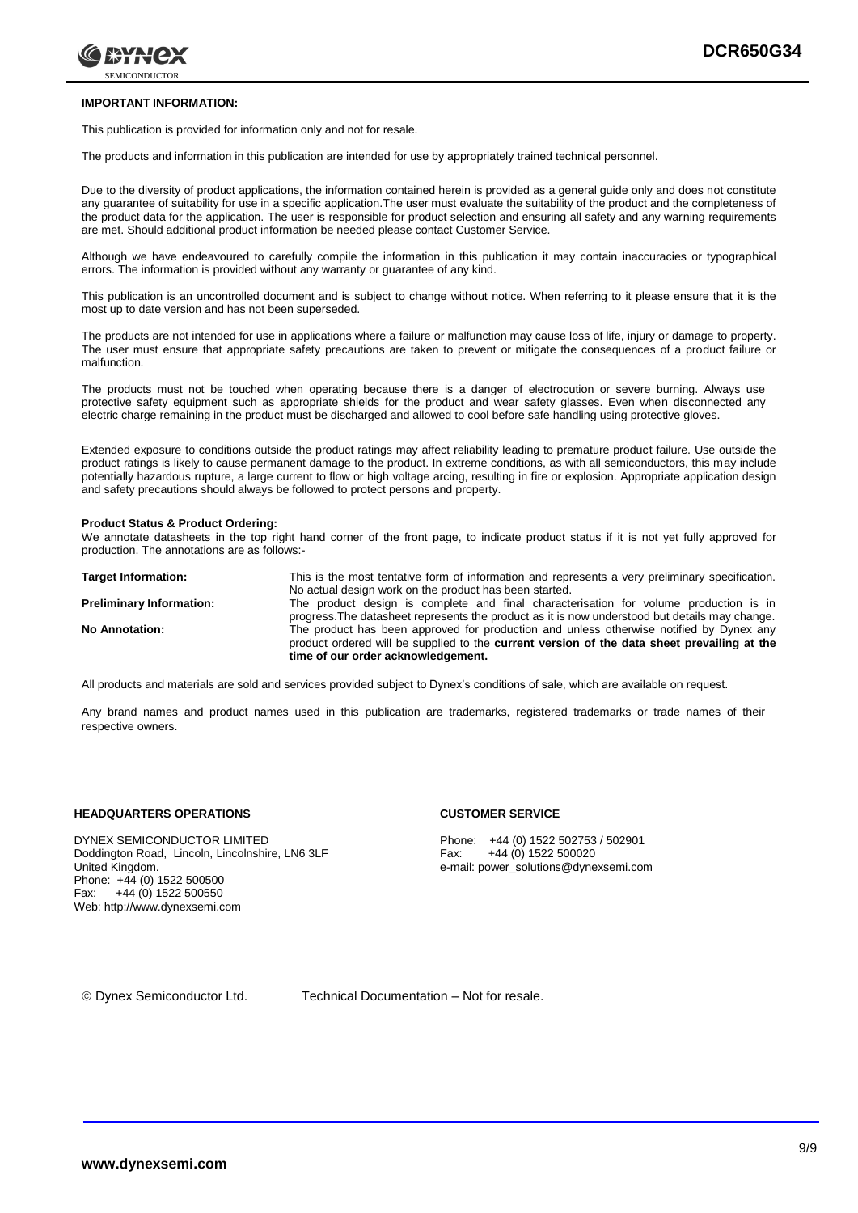**IMPORTANT INFORMATION:**

This publication is provided for information only and not for resale.

The products and information in this publication are intended for use by appropriately trained technical personnel.

Due to the diversity of product applications, the information contained herein is provided as a general guide only and does not constitute any guarantee of suitability for use in a specific application.The user must evaluate the suitability of the product and the completeness of the product data for the application. The user is responsible for product selection and ensuring all safety and any warning requirements are met. Should additional product information be needed please contact Customer Service.

Although we have endeavoured to carefully compile the information in this publication it may contain inaccuracies or typographical errors. The information is provided without any warranty or guarantee of any kind.

This publication is an uncontrolled document and is subject to change without notice. When referring to it please ensure that it is the most up to date version and has not been superseded.

The products are not intended for use in applications where a failure or malfunction may cause loss of life, injury or damage to property. The user must ensure that appropriate safety precautions are taken to prevent or mitigate the consequences of a product failure or malfunction.

The products must not be touched when operating because there is a danger of electrocution or severe burning. Always use protective safety equipment such as appropriate shields for the product and wear safety glasses. Even when disconnected any electric charge remaining in the product must be discharged and allowed to cool before safe handling using protective gloves.

Extended exposure to conditions outside the product ratings may affect reliability leading to premature product failure. Use outside the product ratings is likely to cause permanent damage to the product. In extreme conditions, as with all semiconductors, this may include potentially hazardous rupture, a large current to flow or high voltage arcing, resulting in fire or explosion. Appropriate application design and safety precautions should always be followed to protect persons and property.

**Product Status & Product Ordering:**

We annotate datasheets in the top right hand corner of the front page, to indicate product status if it is not yet fully approved for production. The annotations are as follows:-

| | |
|---|---|
| **Target Information:** | This is the most tentative form of information and represents a very preliminary specification. No actual design work on the product has been started. |
| **Preliminary Information:** | The product design is complete and final characterisation for volume production is in progress.The datasheet represents the product as it is now understood but details may change. |
| **No Annotation:** | The product has been approved for production and unless otherwise notified by Dynex any product ordered will be supplied to the **current version of the data sheet prevailing at the time of our order acknowledgement.** |

All products and materials are sold and services provided subject to Dynex's conditions of sale, which are available on request.

Any brand names and product names used in this publication are trademarks, registered trademarks or trade names of their respective owners.

**HEADQUARTERS OPERATIONS**

DYNEX SEMICONDUCTOR LIMITED
Doddington Road, Lincoln, Lincolnshire, LN6 3LF
United Kingdom.
Phone: +44 (0) 1522 500500
Fax: +44 (0) 1522 500550
Web: http://www.dynexsemi.com

**CUSTOMER SERVICE**

Phone: +44 (0) 1522 502753 / 502901
Fax: +44 (0) 1522 500020
e-mail: power_solutions@dynexsemi.com

© Dynex Semiconductor Ltd. Technical Documentation – Not for resale.